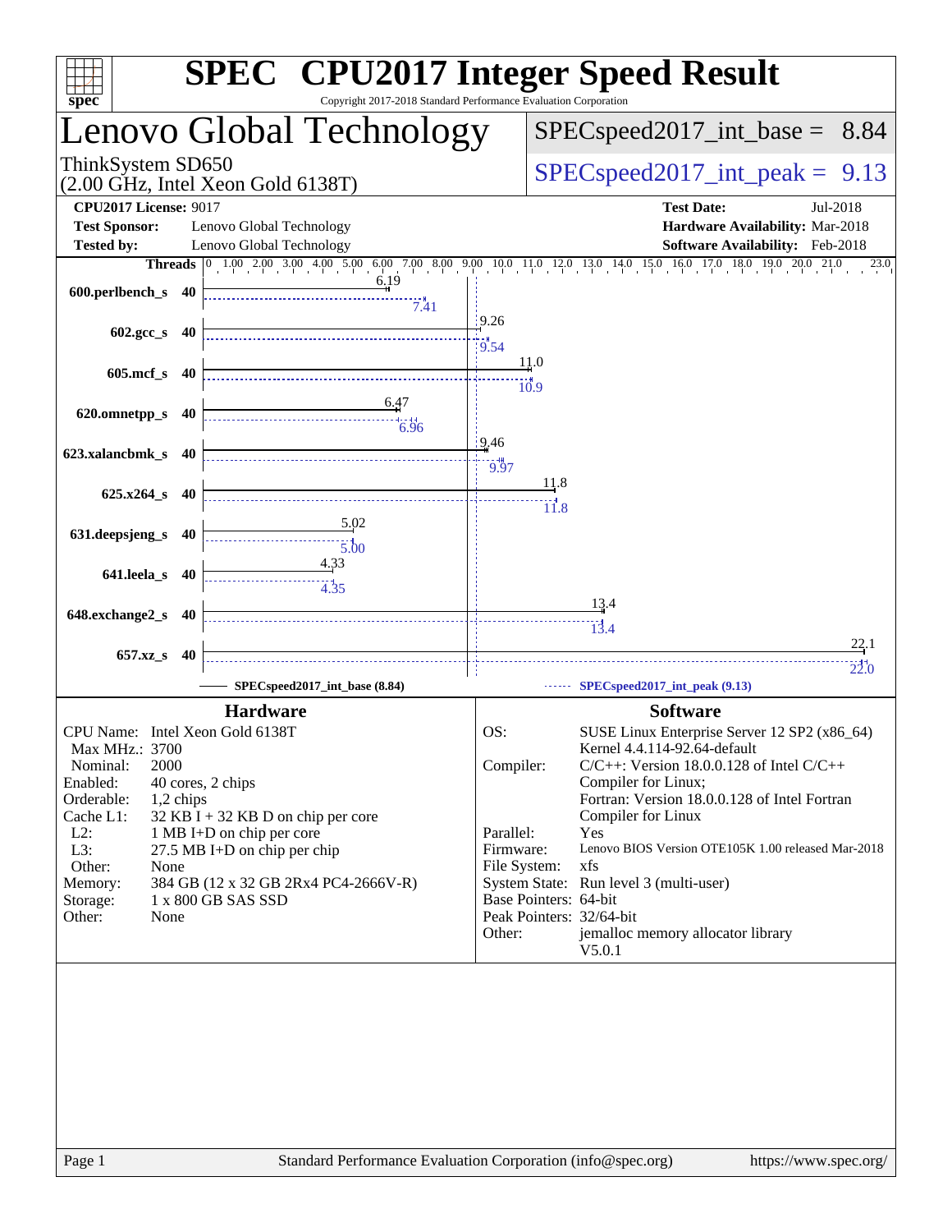# SPEC CPU2017 Integer Speed Result

Copyright 2017-2018 Standard Performance Evaluation Corporation

## Lenovo Global Technology

ThinkSystem SD650
(2.00 GHz, Intel Xeon Gold 6138T)

SPECspeed2017_int_base = 8.84

SPECspeed2017_int_peak = 9.13

**CPU2017 License:** 9017
**Test Sponsor:** Lenovo Global Technology
**Tested by:** Lenovo Global Technology

**Test Date:** Jul-2018
**Hardware Availability:** Mar-2018
**Software Availability:** Feb-2018

| Benchmark | Threads | Base | Peak |
|---|---|---|---|
| 600.perlbench_s | 40 | 6.19 | 7.41 |
| 602.gcc_s | 40 | 9.26 | 9.54 |
| 605.mcf_s | 40 | 11.0 | 10.9 |
| 620.omnetpp_s | 40 | 6.47 | 6.96 |
| 623.xalancbmk_s | 40 | 9.46 | 9.97 |
| 625.x264_s | 40 | 11.8 | 11.8 |
| 631.deepsjeng_s | 40 | 5.02 | 5.00 |
| 641.leela_s | 40 | 4.33 | 4.35 |
| 648.exchange2_s | 40 | 13.4 | 13.4 |
| 657.xz_s | 40 | 22.1 | 22.0 |

SPECspeed2017_int_base (8.84) ------ SPECspeed2017_int_peak (9.13)

### Hardware

| | |
|---|---|
| CPU Name: | Intel Xeon Gold 6138T |
| Max MHz.: | 3700 |
| Nominal: | 2000 |
| Enabled: | 40 cores, 2 chips |
| Orderable: | 1,2 chips |
| Cache L1: | 32 KB I + 32 KB D on chip per core |
| L2: | 1 MB I+D on chip per core |
| L3: | 27.5 MB I+D on chip per chip |
| Other: | None |
| Memory: | 384 GB (12 x 32 GB 2Rx4 PC4-2666V-R) |
| Storage: | 1 x 800 GB SAS SSD |
| Other: | None |

### Software

| | |
|---|---|
| OS: | SUSE Linux Enterprise Server 12 SP2 (x86_64) Kernel 4.4.114-92.64-default |
| Compiler: | C/C++: Version 18.0.0.128 of Intel C/C++ Compiler for Linux; Fortran: Version 18.0.0.128 of Intel Fortran Compiler for Linux |
| Parallel: | Yes |
| Firmware: | Lenovo BIOS Version OTE105K 1.00 released Mar-2018 |
| File System: | xfs |
| System State: | Run level 3 (multi-user) |
| Base Pointers: | 64-bit |
| Peak Pointers: | 32/64-bit |
| Other: | jemalloc memory allocator library V5.0.1 |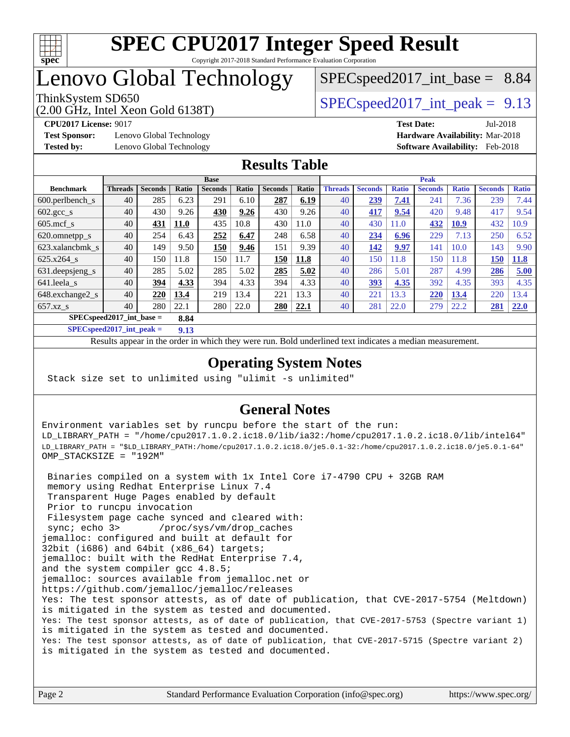# SPEC CPU2017 Integer Speed Result

Copyright 2017-2018 Standard Performance Evaluation Corporation

# Lenovo Global Technology

ThinkSystem SD650
(2.00 GHz, Intel Xeon Gold 6138T)

SPECspeed2017_int_base = 8.84

SPECspeed2017_int_peak = 9.13

**CPU2017 License:** 9017
**Test Sponsor:** Lenovo Global Technology
**Tested by:** Lenovo Global Technology

**Test Date:** Jul-2018
**Hardware Availability:** Mar-2018
**Software Availability:** Feb-2018

## Results Table

| | Base | | | | | | | Peak | | | | | | |
|---|---|---|---|---|---|---|---|---|---|---|---|---|---|---|
| **Benchmark** | **Threads** | **Seconds** | **Ratio** | **Seconds** | **Ratio** | **Seconds** | **Ratio** | **Threads** | **Seconds** | **Ratio** | **Seconds** | **Ratio** | **Seconds** | **Ratio** |
| 600.perlbench_s | 40 | 285 | 6.23 | 291 | 6.10 | **287** | **6.19** | 40 | **239** | **7.41** | 241 | 7.36 | 239 | 7.44 |
| 602.gcc_s | 40 | 430 | 9.26 | **430** | **9.26** | 430 | 9.26 | 40 | **417** | **9.54** | 420 | 9.48 | 417 | 9.54 |
| 605.mcf_s | 40 | **431** | **11.0** | 435 | 10.8 | 430 | 11.0 | 40 | 430 | 11.0 | **432** | **10.9** | 432 | 10.9 |
| 620.omnetpp_s | 40 | 254 | 6.43 | **252** | **6.47** | 248 | 6.58 | 40 | **234** | **6.96** | 229 | 7.13 | 250 | 6.52 |
| 623.xalancbmk_s | 40 | 149 | 9.50 | **150** | **9.46** | 151 | 9.39 | 40 | **142** | **9.97** | 141 | 10.0 | 143 | 9.90 |
| 625.x264_s | 40 | 150 | 11.8 | 150 | 11.7 | **150** | **11.8** | 40 | 150 | 11.8 | 150 | 11.8 | **150** | **11.8** |
| 631.deepsjeng_s | 40 | 285 | 5.02 | 285 | 5.02 | **285** | **5.02** | 40 | 286 | 5.01 | 287 | 4.99 | **286** | **5.00** |
| 641.leela_s | 40 | **394** | **4.33** | 394 | 4.33 | 394 | 4.33 | 40 | **393** | **4.35** | 392 | 4.35 | 393 | 4.35 |
| 648.exchange2_s | 40 | **220** | **13.4** | 219 | 13.4 | 221 | 13.3 | 40 | 221 | 13.3 | **220** | **13.4** | 220 | 13.4 |
| 657.xz_s | 40 | 280 | 22.1 | 280 | 22.0 | **280** | **22.1** | 40 | 281 | 22.0 | 279 | 22.2 | **281** | **22.0** |

**SPECspeed2017_int_base = 8.84**

**SPECspeed2017_int_peak = 9.13**

Results appear in the order in which they were run. Bold underlined text indicates a median measurement.

## Operating System Notes

```
Stack size set to unlimited using "ulimit -s unlimited"
```

## General Notes

```
Environment variables set by runcpu before the start of the run:
LD_LIBRARY_PATH = "/home/cpu2017.1.0.2.ic18.0/lib/ia32:/home/cpu2017.1.0.2.ic18.0/lib/intel64"
LD_LIBRARY_PATH = "$LD_LIBRARY_PATH:/home/cpu2017.1.0.2.ic18.0/je5.0.1-32:/home/cpu2017.1.0.2.ic18.0/je5.0.1-64"
OMP_STACKSIZE = "192M"

 Binaries compiled on a system with 1x Intel Core i7-4790 CPU + 32GB RAM
 memory using Redhat Enterprise Linux 7.4
 Transparent Huge Pages enabled by default
 Prior to runcpu invocation
 Filesystem page cache synced and cleared with:
 sync; echo 3>       /proc/sys/vm/drop_caches
jemalloc: configured and built at default for
32bit (i686) and 64bit (x86_64) targets;
jemalloc: built with the RedHat Enterprise 7.4,
and the system compiler gcc 4.8.5;
jemalloc: sources available from jemalloc.net or
https://github.com/jemalloc/jemalloc/releases
Yes: The test sponsor attests, as of date of publication, that CVE-2017-5754 (Meltdown)
is mitigated in the system as tested and documented.
Yes: The test sponsor attests, as of date of publication, that CVE-2017-5753 (Spectre variant 1)
is mitigated in the system as tested and documented.
Yes: The test sponsor attests, as of date of publication, that CVE-2017-5715 (Spectre variant 2)
is mitigated in the system as tested and documented.
```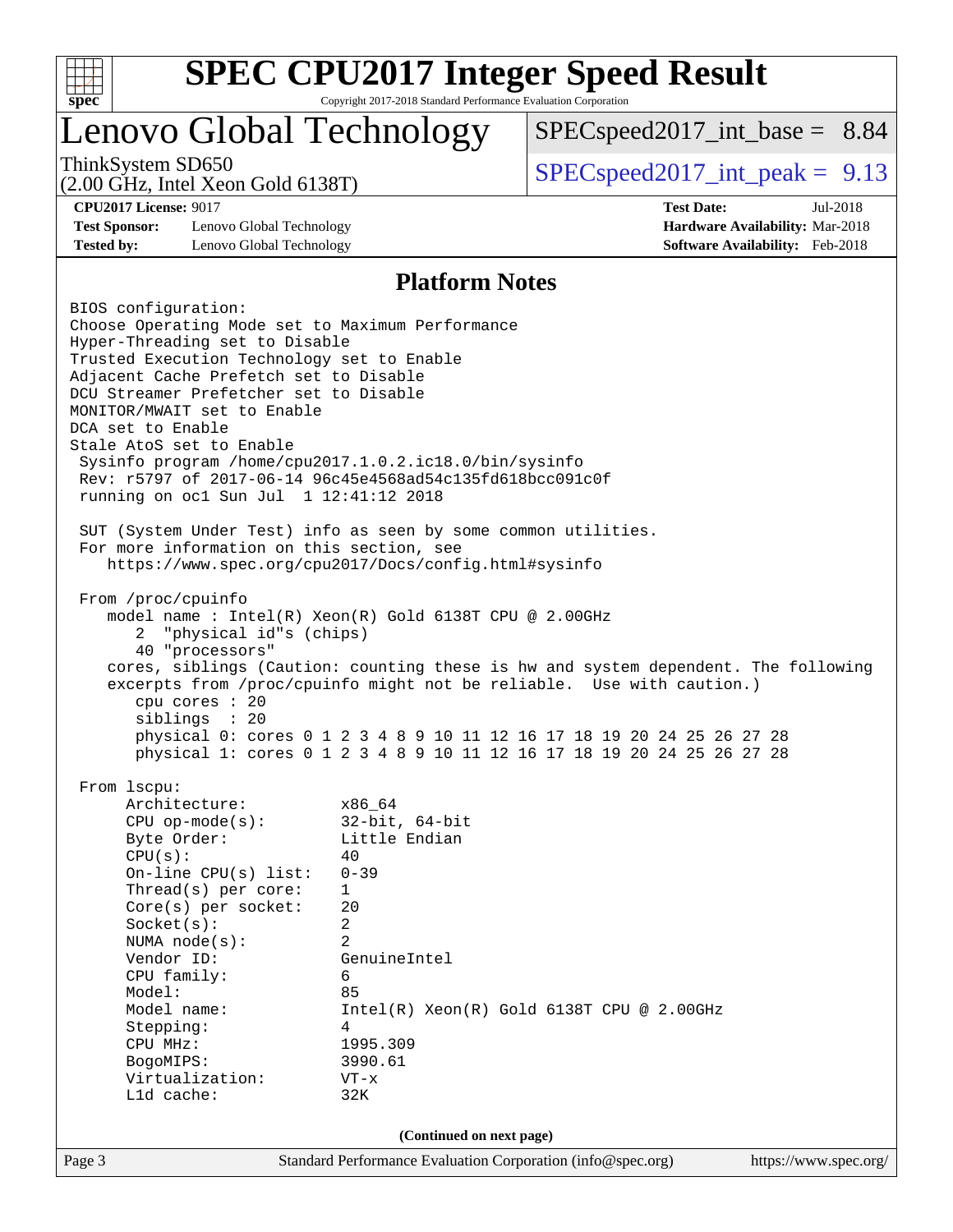# SPEC CPU2017 Integer Speed Result

Copyright 2017-2018 Standard Performance Evaluation Corporation

## Lenovo Global Technology

ThinkSystem SD650
(2.00 GHz, Intel Xeon Gold 6138T)

SPECspeed2017_int_base = 8.84

SPECspeed2017_int_peak = 9.13

**CPU2017 License:** 9017
**Test Sponsor:** Lenovo Global Technology
**Tested by:** Lenovo Global Technology

**Test Date:** Jul-2018
**Hardware Availability:** Mar-2018
**Software Availability:** Feb-2018

## Platform Notes

```
BIOS configuration:
Choose Operating Mode set to Maximum Performance
Hyper-Threading set to Disable
Trusted Execution Technology set to Enable
Adjacent Cache Prefetch set to Disable
DCU Streamer Prefetcher set to Disable
MONITOR/MWAIT set to Enable
DCA set to Enable
Stale AtoS set to Enable
 Sysinfo program /home/cpu2017.1.0.2.ic18.0/bin/sysinfo
 Rev: r5797 of 2017-06-14 96c45e4568ad54c135fd618bcc091c0f
 running on oc1 Sun Jul  1 12:41:12 2018

 SUT (System Under Test) info as seen by some common utilities.
 For more information on this section, see
    https://www.spec.org/cpu2017/Docs/config.html#sysinfo

 From /proc/cpuinfo
    model name : Intel(R) Xeon(R) Gold 6138T CPU @ 2.00GHz
       2  "physical id"s (chips)
       40 "processors"
    cores, siblings (Caution: counting these is hw and system dependent. The following
    excerpts from /proc/cpuinfo might not be reliable.  Use with caution.)
       cpu cores : 20
       siblings  : 20
       physical 0: cores 0 1 2 3 4 8 9 10 11 12 16 17 18 19 20 24 25 26 27 28
       physical 1: cores 0 1 2 3 4 8 9 10 11 12 16 17 18 19 20 24 25 26 27 28

 From lscpu:
      Architecture:          x86_64
      CPU op-mode(s):        32-bit, 64-bit
      Byte Order:            Little Endian
      CPU(s):                40
      On-line CPU(s) list:   0-39
      Thread(s) per core:    1
      Core(s) per socket:    20
      Socket(s):             2
      NUMA node(s):          2
      Vendor ID:             GenuineIntel
      CPU family:            6
      Model:                 85
      Model name:            Intel(R) Xeon(R) Gold 6138T CPU @ 2.00GHz
      Stepping:              4
      CPU MHz:               1995.309
      BogoMIPS:              3990.61
      Virtualization:        VT-x
      L1d cache:             32K
```

(Continued on next page)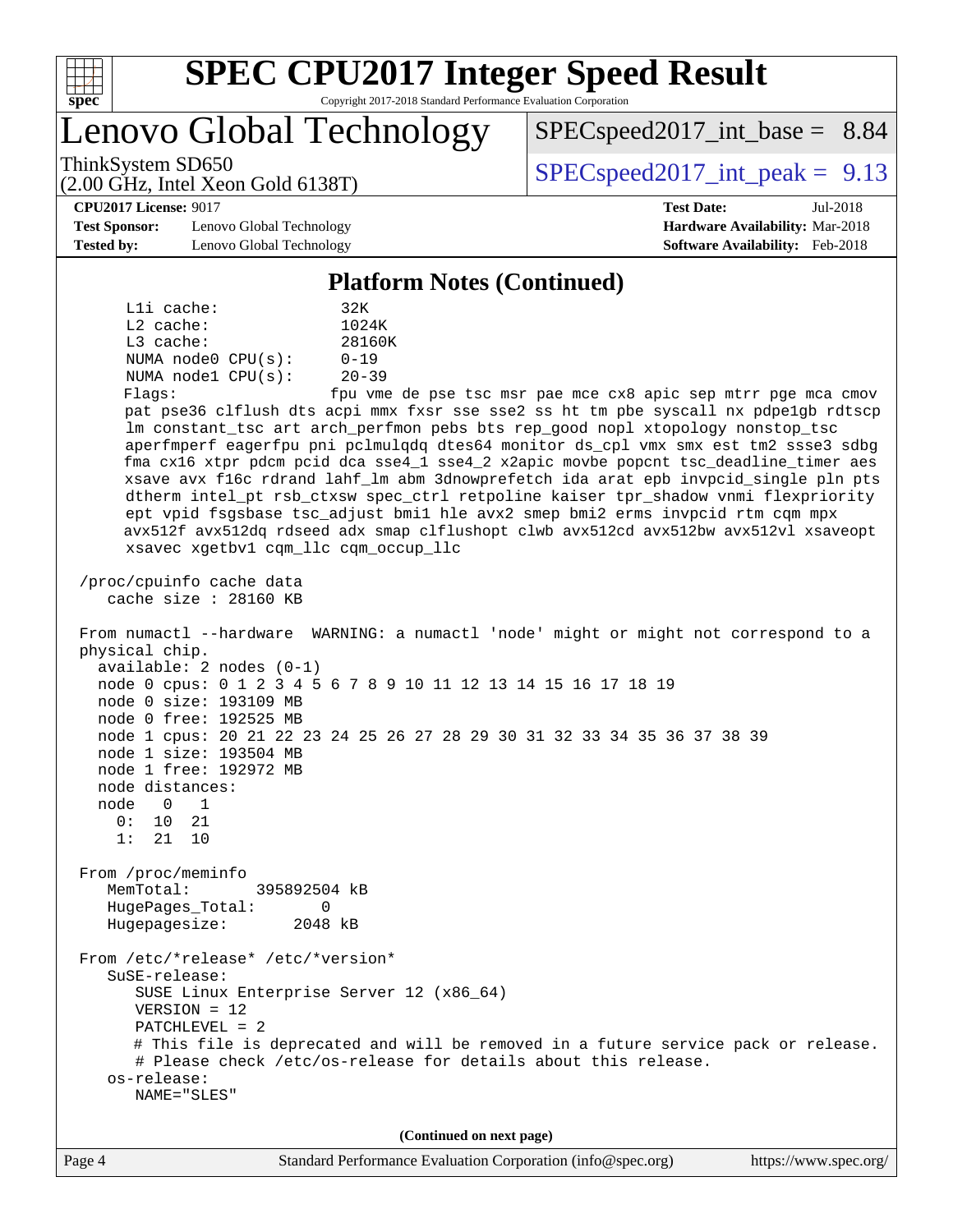## Platform Notes (Continued)

```
     L1i cache:             32K
     L2 cache:              1024K
     L3 cache:              28160K
     NUMA node0 CPU(s):     0-19
     NUMA node1 CPU(s):     20-39
     Flags:                 fpu vme de pse tsc msr pae mce cx8 apic sep mtrr pge mca cmov
     pat pse36 clflush dts acpi mmx fxsr sse sse2 ss ht tm pbe syscall nx pdpe1gb rdtscp
     lm constant_tsc art arch_perfmon pebs bts rep_good nopl xtopology nonstop_tsc
     aperfmperf eagerfpu pni pclmulqdq dtes64 monitor ds_cpl vmx smx est tm2 ssse3 sdbg
     fma cx16 xtpr pdcm pcid dca sse4_1 sse4_2 x2apic movbe popcnt tsc_deadline_timer aes
     xsave avx f16c rdrand lahf_lm abm 3dnowprefetch ida arat epb invpcid_single pln pts
     dtherm intel_pt rsb_ctxsw spec_ctrl retpoline kaiser tpr_shadow vnmi flexpriority
     ept vpid fsgsbase tsc_adjust bmi1 hle avx2 smep bmi2 erms invpcid rtm cqm mpx
     avx512f avx512dq rdseed adx smap clflushopt clwb avx512cd avx512bw avx512vl xsaveopt
     xsavec xgetbv1 cqm_llc cqm_occup_llc

 /proc/cpuinfo cache data
    cache size : 28160 KB

 From numactl --hardware  WARNING: a numactl 'node' might or might not correspond to a
 physical chip.
   available: 2 nodes (0-1)
   node 0 cpus: 0 1 2 3 4 5 6 7 8 9 10 11 12 13 14 15 16 17 18 19
   node 0 size: 193109 MB
   node 0 free: 192525 MB
   node 1 cpus: 20 21 22 23 24 25 26 27 28 29 30 31 32 33 34 35 36 37 38 39
   node 1 size: 193504 MB
   node 1 free: 192972 MB
   node distances:
   node   0   1
     0:  10  21
     1:  21  10

 From /proc/meminfo
    MemTotal:       395892504 kB
    HugePages_Total:       0
    Hugepagesize:       2048 kB

 From /etc/*release* /etc/*version*
    SuSE-release:
       SUSE Linux Enterprise Server 12 (x86_64)
       VERSION = 12
       PATCHLEVEL = 2
       # This file is deprecated and will be removed in a future service pack or release.
       # Please check /etc/os-release for details about this release.
    os-release:
       NAME="SLES"
```

(Continued on next page)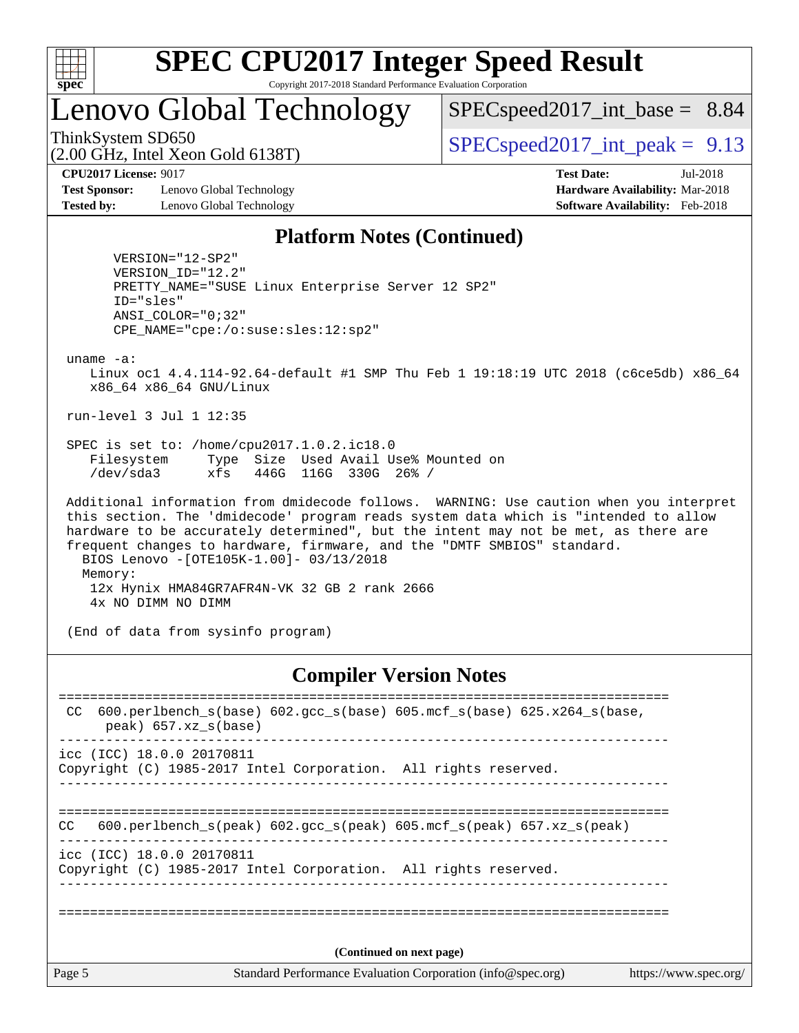# SPEC CPU2017 Integer Speed Result

Copyright 2017-2018 Standard Performance Evaluation Corporation

## Lenovo Global Technology

ThinkSystem SD650
(2.00 GHz, Intel Xeon Gold 6138T)

SPECspeed2017_int_base = 8.84

SPECspeed2017_int_peak = 9.13

**CPU2017 License:** 9017
**Test Sponsor:** Lenovo Global Technology
**Tested by:** Lenovo Global Technology

**Test Date:** Jul-2018
**Hardware Availability:** Mar-2018
**Software Availability:** Feb-2018

### Platform Notes (Continued)

```
       VERSION="12-SP2"
       VERSION_ID="12.2"
       PRETTY_NAME="SUSE Linux Enterprise Server 12 SP2"
       ID="sles"
       ANSI_COLOR="0;32"
       CPE_NAME="cpe:/o:suse:sles:12:sp2"

 uname -a:
    Linux oc1 4.4.114-92.64-default #1 SMP Thu Feb 1 19:18:19 UTC 2018 (c6ce5db) x86_64
    x86_64 x86_64 GNU/Linux

 run-level 3 Jul 1 12:35

 SPEC is set to: /home/cpu2017.1.0.2.ic18.0
    Filesystem     Type  Size  Used Avail Use% Mounted on
    /dev/sda3      xfs   446G  116G  330G  26% /

 Additional information from dmidecode follows.  WARNING: Use caution when you interpret
 this section. The 'dmidecode' program reads system data which is "intended to allow
 hardware to be accurately determined", but the intent may not be met, as there are
 frequent changes to hardware, firmware, and the "DMTF SMBIOS" standard.
   BIOS Lenovo -[OTE105K-1.00]- 03/13/2018
   Memory:
    12x Hynix HMA84GR7AFR4N-VK 32 GB 2 rank 2666
    4x NO DIMM NO DIMM

 (End of data from sysinfo program)
```

### Compiler Version Notes

```
==============================================================================
 CC  600.perlbench_s(base) 602.gcc_s(base) 605.mcf_s(base) 625.x264_s(base,
      peak) 657.xz_s(base)
------------------------------------------------------------------------------
icc (ICC) 18.0.0 20170811
Copyright (C) 1985-2017 Intel Corporation.  All rights reserved.
------------------------------------------------------------------------------

==============================================================================
CC   600.perlbench_s(peak) 602.gcc_s(peak) 605.mcf_s(peak) 657.xz_s(peak)
------------------------------------------------------------------------------
icc (ICC) 18.0.0 20170811
Copyright (C) 1985-2017 Intel Corporation.  All rights reserved.
------------------------------------------------------------------------------

==============================================================================
```

**(Continued on next page)**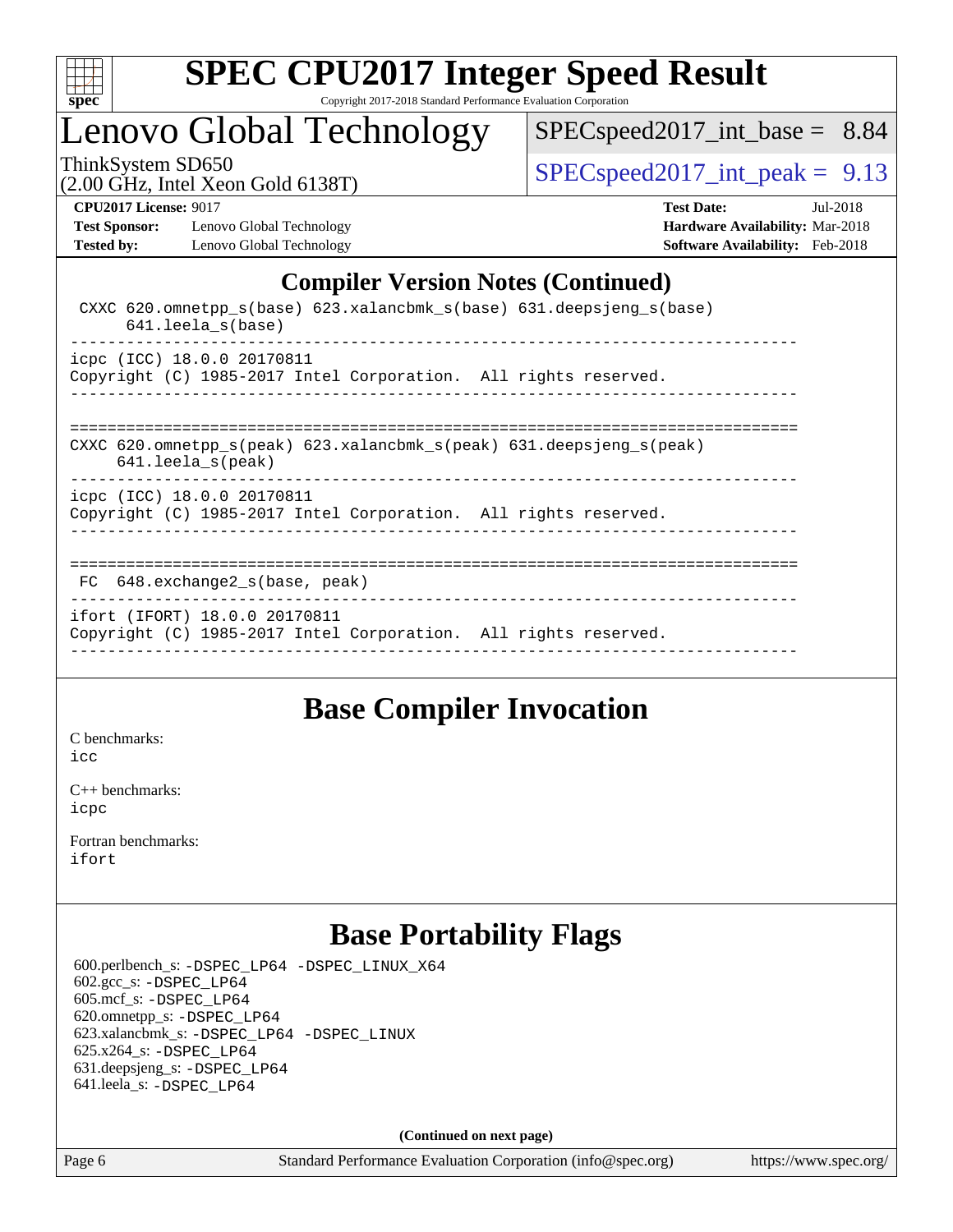## Compiler Version Notes (Continued)

```
 CXXC 620.omnetpp_s(base) 623.xalancbmk_s(base) 631.deepsjeng_s(base)
      641.leela_s(base)
------------------------------------------------------------------------------
icpc (ICC) 18.0.0 20170811
Copyright (C) 1985-2017 Intel Corporation.  All rights reserved.
------------------------------------------------------------------------------

==============================================================================
CXXC 620.omnetpp_s(peak) 623.xalancbmk_s(peak) 631.deepsjeng_s(peak)
     641.leela_s(peak)
------------------------------------------------------------------------------
icpc (ICC) 18.0.0 20170811
Copyright (C) 1985-2017 Intel Corporation.  All rights reserved.
------------------------------------------------------------------------------

==============================================================================
 FC  648.exchange2_s(base, peak)
------------------------------------------------------------------------------
ifort (IFORT) 18.0.0 20170811
Copyright (C) 1985-2017 Intel Corporation.  All rights reserved.
------------------------------------------------------------------------------
```

## Base Compiler Invocation

C benchmarks:
icc

C++ benchmarks:
icpc

Fortran benchmarks:
ifort

## Base Portability Flags

600.perlbench_s: -DSPEC_LP64 -DSPEC_LINUX_X64
602.gcc_s: -DSPEC_LP64
605.mcf_s: -DSPEC_LP64
620.omnetpp_s: -DSPEC_LP64
623.xalancbmk_s: -DSPEC_LP64 -DSPEC_LINUX
625.x264_s: -DSPEC_LP64
631.deepsjeng_s: -DSPEC_LP64
641.leela_s: -DSPEC_LP64

(Continued on next page)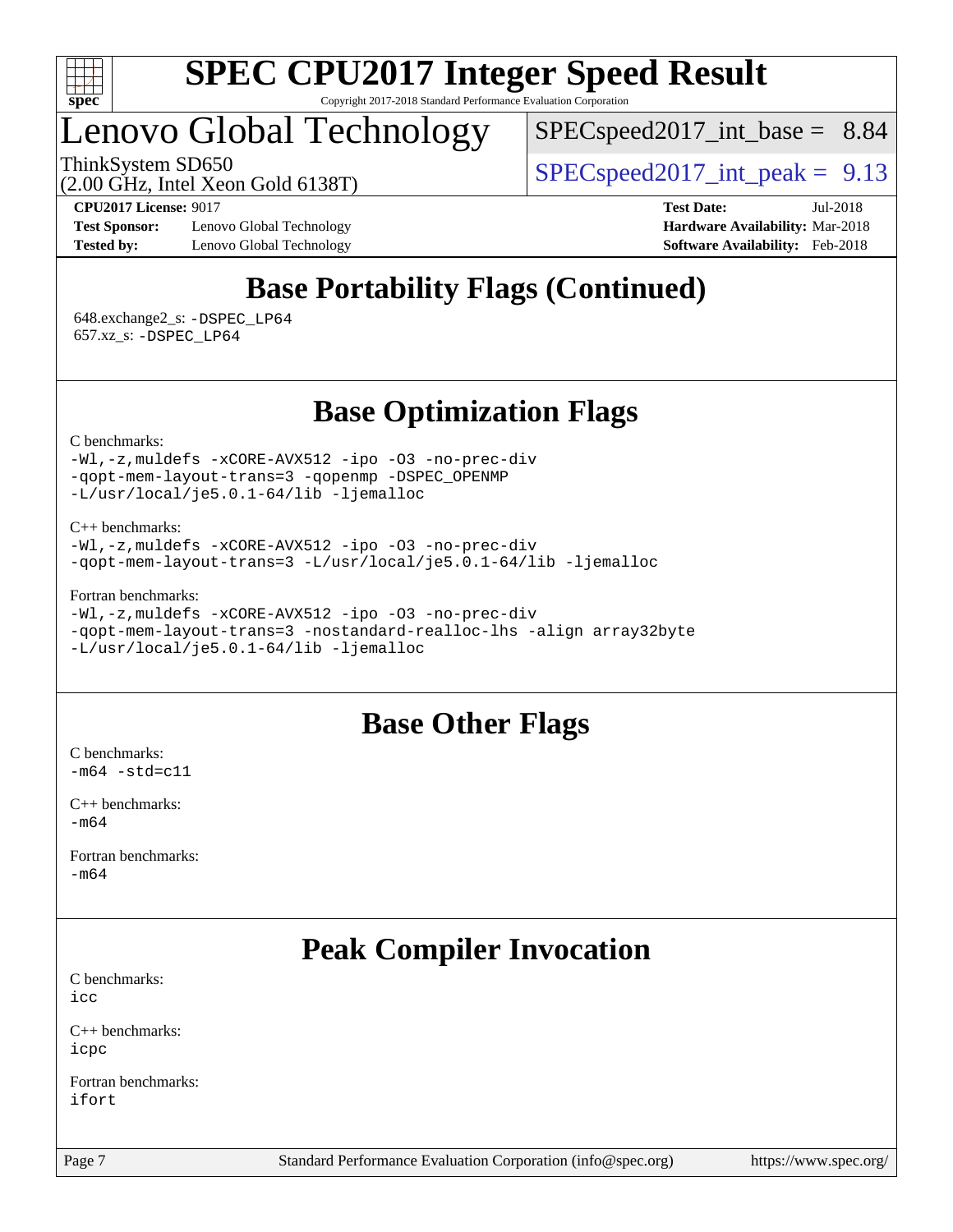## Base Portability Flags (Continued)

648.exchange2_s: -DSPEC_LP64
657.xz_s: -DSPEC_LP64

## Base Optimization Flags

C benchmarks:
-Wl,-z,muldefs -xCORE-AVX512 -ipo -O3 -no-prec-div
-qopt-mem-layout-trans=3 -qopenmp -DSPEC_OPENMP
-L/usr/local/je5.0.1-64/lib -ljemalloc

C++ benchmarks:
-Wl,-z,muldefs -xCORE-AVX512 -ipo -O3 -no-prec-div
-qopt-mem-layout-trans=3 -L/usr/local/je5.0.1-64/lib -ljemalloc

Fortran benchmarks:
-Wl,-z,muldefs -xCORE-AVX512 -ipo -O3 -no-prec-div
-qopt-mem-layout-trans=3 -nostandard-realloc-lhs -align array32byte
-L/usr/local/je5.0.1-64/lib -ljemalloc

## Base Other Flags

C benchmarks:
-m64 -std=c11

C++ benchmarks:
-m64

Fortran benchmarks:
-m64

## Peak Compiler Invocation

C benchmarks:
icc

C++ benchmarks:
icpc

Fortran benchmarks:
ifort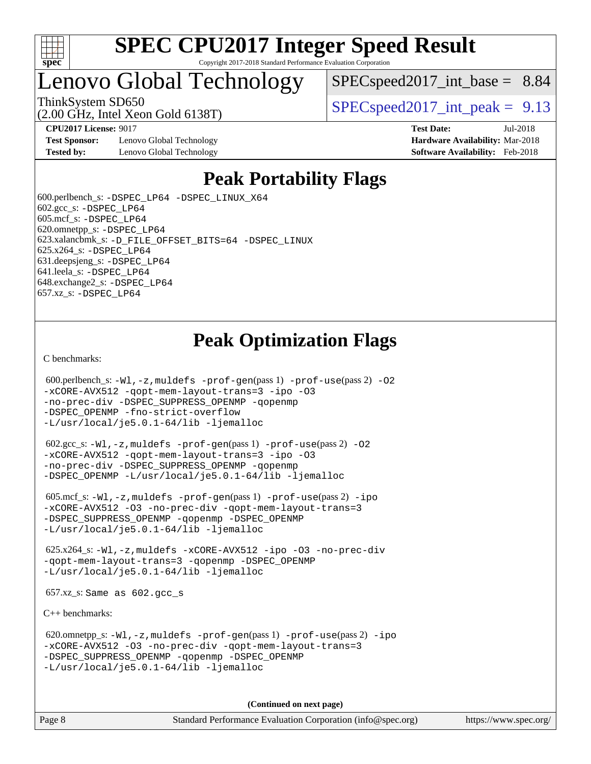# SPEC CPU2017 Integer Speed Result

Copyright 2017-2018 Standard Performance Evaluation Corporation

# Lenovo Global Technology

ThinkSystem SD650
(2.00 GHz, Intel Xeon Gold 6138T)

SPECspeed2017_int_base = 8.84

SPECspeed2017_int_peak = 9.13

**CPU2017 License:** 9017
**Test Sponsor:** Lenovo Global Technology
**Tested by:** Lenovo Global Technology

**Test Date:** Jul-2018
**Hardware Availability:** Mar-2018
**Software Availability:** Feb-2018

## Peak Portability Flags

600.perlbench_s: -DSPEC_LP64 -DSPEC_LINUX_X64
602.gcc_s: -DSPEC_LP64
605.mcf_s: -DSPEC_LP64
620.omnetpp_s: -DSPEC_LP64
623.xalancbmk_s: -D_FILE_OFFSET_BITS=64 -DSPEC_LINUX
625.x264_s: -DSPEC_LP64
631.deepsjeng_s: -DSPEC_LP64
641.leela_s: -DSPEC_LP64
648.exchange2_s: -DSPEC_LP64
657.xz_s: -DSPEC_LP64

## Peak Optimization Flags

C benchmarks:

600.perlbench_s: -Wl,-z,muldefs -prof-gen(pass 1) -prof-use(pass 2) -O2 -xCORE-AVX512 -qopt-mem-layout-trans=3 -ipo -O3 -no-prec-div -DSPEC_SUPPRESS_OPENMP -qopenmp -DSPEC_OPENMP -fno-strict-overflow -L/usr/local/je5.0.1-64/lib -ljemalloc

602.gcc_s: -Wl,-z,muldefs -prof-gen(pass 1) -prof-use(pass 2) -O2 -xCORE-AVX512 -qopt-mem-layout-trans=3 -ipo -O3 -no-prec-div -DSPEC_SUPPRESS_OPENMP -qopenmp -DSPEC_OPENMP -L/usr/local/je5.0.1-64/lib -ljemalloc

605.mcf_s: -Wl,-z,muldefs -prof-gen(pass 1) -prof-use(pass 2) -ipo -xCORE-AVX512 -O3 -no-prec-div -qopt-mem-layout-trans=3 -DSPEC_SUPPRESS_OPENMP -qopenmp -DSPEC_OPENMP -L/usr/local/je5.0.1-64/lib -ljemalloc

625.x264_s: -Wl,-z,muldefs -xCORE-AVX512 -ipo -O3 -no-prec-div -qopt-mem-layout-trans=3 -qopenmp -DSPEC_OPENMP -L/usr/local/je5.0.1-64/lib -ljemalloc

657.xz_s: Same as 602.gcc_s

C++ benchmarks:

620.omnetpp_s: -Wl,-z,muldefs -prof-gen(pass 1) -prof-use(pass 2) -ipo -xCORE-AVX512 -O3 -no-prec-div -qopt-mem-layout-trans=3 -DSPEC_SUPPRESS_OPENMP -qopenmp -DSPEC_OPENMP -L/usr/local/je5.0.1-64/lib -ljemalloc

**(Continued on next page)**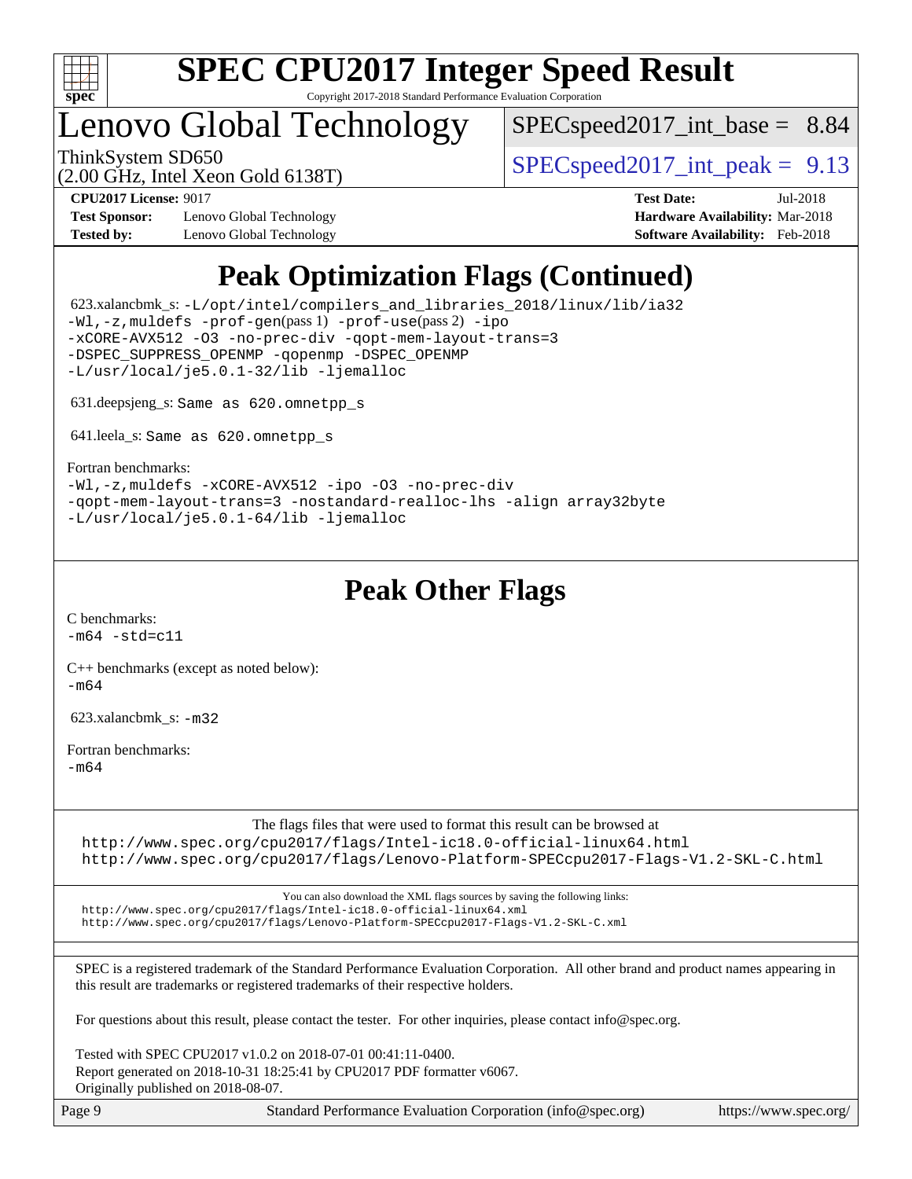# SPEC CPU2017 Integer Speed Result

Copyright 2017-2018 Standard Performance Evaluation Corporation

## Lenovo Global Technology

ThinkSystem SD650
(2.00 GHz, Intel Xeon Gold 6138T)

SPECspeed2017_int_base = 8.84

SPECspeed2017_int_peak = 9.13

**CPU2017 License:** 9017
**Test Sponsor:** Lenovo Global Technology
**Tested by:** Lenovo Global Technology

**Test Date:** Jul-2018
**Hardware Availability:** Mar-2018
**Software Availability:** Feb-2018

## Peak Optimization Flags (Continued)

623.xalancbmk_s: `-L/opt/intel/compilers_and_libraries_2018/linux/lib/ia32 -Wl,-z,muldefs -prof-gen(pass 1) -prof-use(pass 2) -ipo -xCORE-AVX512 -O3 -no-prec-div -qopt-mem-layout-trans=3 -DSPEC_SUPPRESS_OPENMP -qopenmp -DSPEC_OPENMP -L/usr/local/je5.0.1-32/lib -ljemalloc`

631.deepsjeng_s: `Same as 620.omnetpp_s`

641.leela_s: `Same as 620.omnetpp_s`

Fortran benchmarks:
`-Wl,-z,muldefs -xCORE-AVX512 -ipo -O3 -no-prec-div -qopt-mem-layout-trans=3 -nostandard-realloc-lhs -align array32byte -L/usr/local/je5.0.1-64/lib -ljemalloc`

## Peak Other Flags

C benchmarks:
`-m64 -std=c11`

C++ benchmarks (except as noted below):
`-m64`

623.xalancbmk_s: `-m32`

Fortran benchmarks:
`-m64`

The flags files that were used to format this result can be browsed at
http://www.spec.org/cpu2017/flags/Intel-ic18.0-official-linux64.html
http://www.spec.org/cpu2017/flags/Lenovo-Platform-SPECcpu2017-Flags-V1.2-SKL-C.html

You can also download the XML flags sources by saving the following links:
http://www.spec.org/cpu2017/flags/Intel-ic18.0-official-linux64.xml
http://www.spec.org/cpu2017/flags/Lenovo-Platform-SPECcpu2017-Flags-V1.2-SKL-C.xml

SPEC is a registered trademark of the Standard Performance Evaluation Corporation. All other brand and product names appearing in this result are trademarks or registered trademarks of their respective holders.

For questions about this result, please contact the tester. For other inquiries, please contact info@spec.org.

Tested with SPEC CPU2017 v1.0.2 on 2018-07-01 00:41:11-0400.
Report generated on 2018-10-31 18:25:41 by CPU2017 PDF formatter v6067.
Originally published on 2018-08-07.